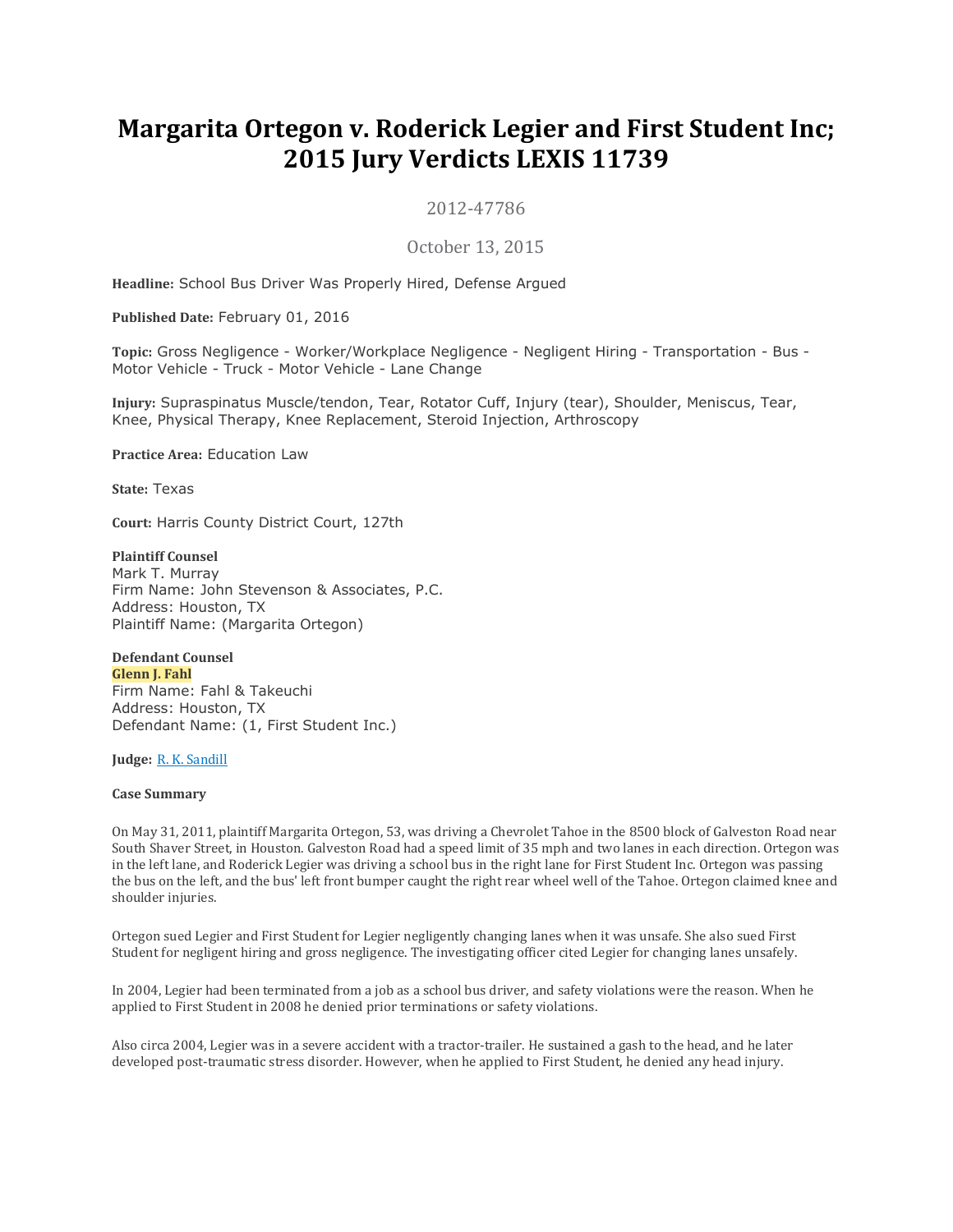# Margarita Ortegon v. Roderick Legier and First Student Inc; 2015 Jury Verdicts LEXIS 11739

2012-47786

October 13, 2015

**Headline:** School Bus Driver Was Properly Hired, Defense Argued

**Published Date:** February 01, 2016

**Topic:** Gross Negligence - Worker/Workplace Negligence - Negligent Hiring - Transportation - Bus - Motor Vehicle - Truck - Motor Vehicle - Lane Change

**Injury:** Supraspinatus Muscle/tendon, Tear, Rotator Cuff, Injury (tear), Shoulder, Meniscus, Tear, Knee, Physical Therapy, Knee Replacement, Steroid Injection, Arthroscopy

**Practice Area:** Education Law

**State:** Texas

**Court:** Harris County District Court, 127th

**Plaintiff Counsel**
Mark T. Murray
Firm Name: John Stevenson & Associates, P.C.
Address: Houston, TX
Plaintiff Name: (Margarita Ortegon)

**Defendant Counsel**
**Glenn J. Fahl**
Firm Name: Fahl & Takeuchi
Address: Houston, TX
Defendant Name: (1, First Student Inc.)

**Judge:** R. K. Sandill

**Case Summary**

On May 31, 2011, plaintiff Margarita Ortegon, 53, was driving a Chevrolet Tahoe in the 8500 block of Galveston Road near South Shaver Street, in Houston. Galveston Road had a speed limit of 35 mph and two lanes in each direction. Ortegon was in the left lane, and Roderick Legier was driving a school bus in the right lane for First Student Inc. Ortegon was passing the bus on the left, and the bus' left front bumper caught the right rear wheel well of the Tahoe. Ortegon claimed knee and shoulder injuries.

Ortegon sued Legier and First Student for Legier negligently changing lanes when it was unsafe. She also sued First Student for negligent hiring and gross negligence. The investigating officer cited Legier for changing lanes unsafely.

In 2004, Legier had been terminated from a job as a school bus driver, and safety violations were the reason. When he applied to First Student in 2008 he denied prior terminations or safety violations.

Also circa 2004, Legier was in a severe accident with a tractor-trailer. He sustained a gash to the head, and he later developed post-traumatic stress disorder. However, when he applied to First Student, he denied any head injury.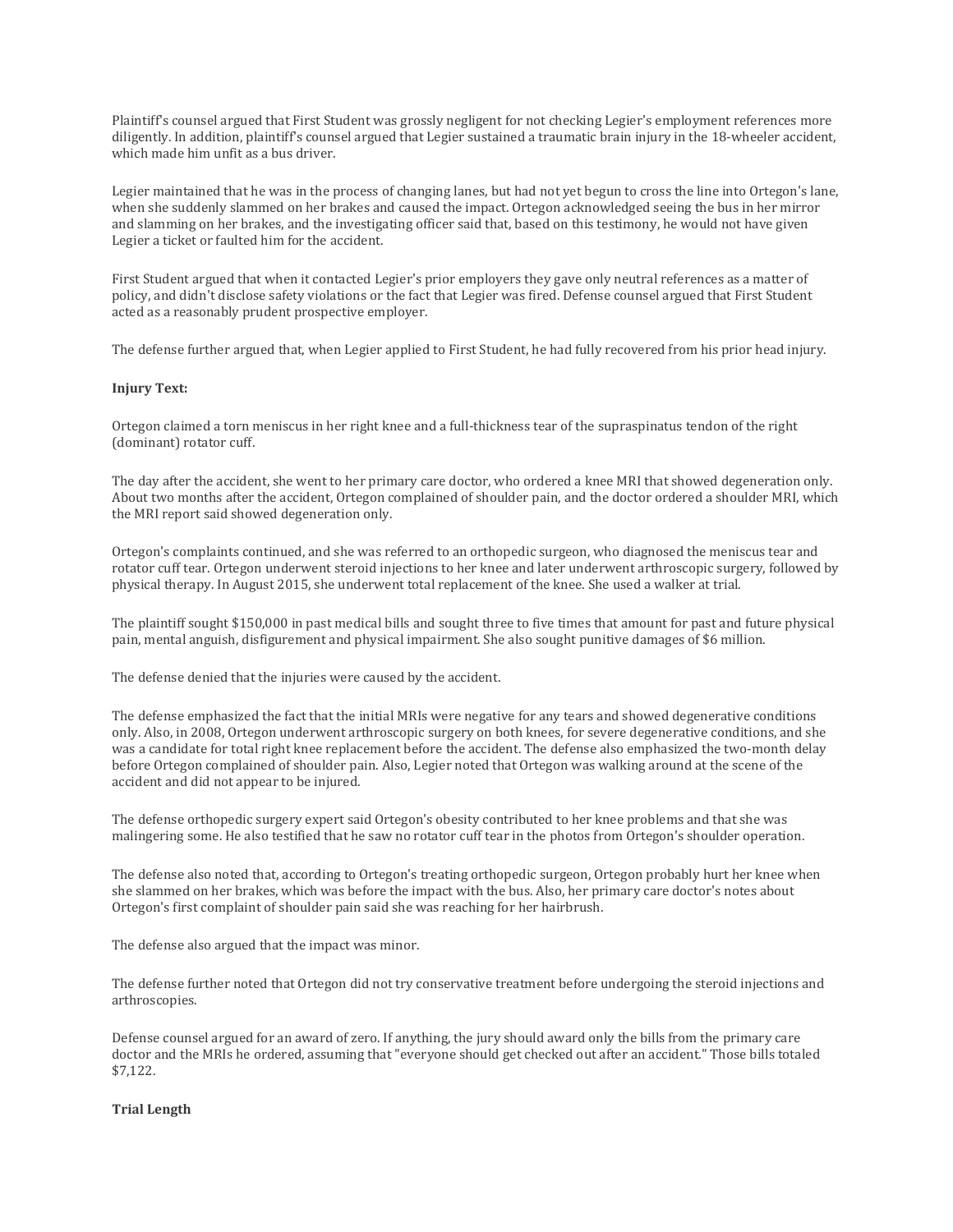Plaintiff's counsel argued that First Student was grossly negligent for not checking Legier's employment references more diligently. In addition, plaintiff's counsel argued that Legier sustained a traumatic brain injury in the 18-wheeler accident, which made him unfit as a bus driver.

Legier maintained that he was in the process of changing lanes, but had not yet begun to cross the line into Ortegon's lane, when she suddenly slammed on her brakes and caused the impact. Ortegon acknowledged seeing the bus in her mirror and slamming on her brakes, and the investigating officer said that, based on this testimony, he would not have given Legier a ticket or faulted him for the accident.

First Student argued that when it contacted Legier's prior employers they gave only neutral references as a matter of policy, and didn't disclose safety violations or the fact that Legier was fired. Defense counsel argued that First Student acted as a reasonably prudent prospective employer.

The defense further argued that, when Legier applied to First Student, he had fully recovered from his prior head injury.

**Injury Text:**

Ortegon claimed a torn meniscus in her right knee and a full-thickness tear of the supraspinatus tendon of the right (dominant) rotator cuff.

The day after the accident, she went to her primary care doctor, who ordered a knee MRI that showed degeneration only. About two months after the accident, Ortegon complained of shoulder pain, and the doctor ordered a shoulder MRI, which the MRI report said showed degeneration only.

Ortegon's complaints continued, and she was referred to an orthopedic surgeon, who diagnosed the meniscus tear and rotator cuff tear. Ortegon underwent steroid injections to her knee and later underwent arthroscopic surgery, followed by physical therapy. In August 2015, she underwent total replacement of the knee. She used a walker at trial.

The plaintiff sought $150,000 in past medical bills and sought three to five times that amount for past and future physical pain, mental anguish, disfigurement and physical impairment. She also sought punitive damages of $6 million.

The defense denied that the injuries were caused by the accident.

The defense emphasized the fact that the initial MRIs were negative for any tears and showed degenerative conditions only. Also, in 2008, Ortegon underwent arthroscopic surgery on both knees, for severe degenerative conditions, and she was a candidate for total right knee replacement before the accident. The defense also emphasized the two-month delay before Ortegon complained of shoulder pain. Also, Legier noted that Ortegon was walking around at the scene of the accident and did not appear to be injured.

The defense orthopedic surgery expert said Ortegon's obesity contributed to her knee problems and that she was malingering some. He also testified that he saw no rotator cuff tear in the photos from Ortegon's shoulder operation.

The defense also noted that, according to Ortegon's treating orthopedic surgeon, Ortegon probably hurt her knee when she slammed on her brakes, which was before the impact with the bus. Also, her primary care doctor's notes about Ortegon's first complaint of shoulder pain said she was reaching for her hairbrush.

The defense also argued that the impact was minor.

The defense further noted that Ortegon did not try conservative treatment before undergoing the steroid injections and arthroscopies.

Defense counsel argued for an award of zero. If anything, the jury should award only the bills from the primary care doctor and the MRIs he ordered, assuming that "everyone should get checked out after an accident." Those bills totaled $7,122.

**Trial Length**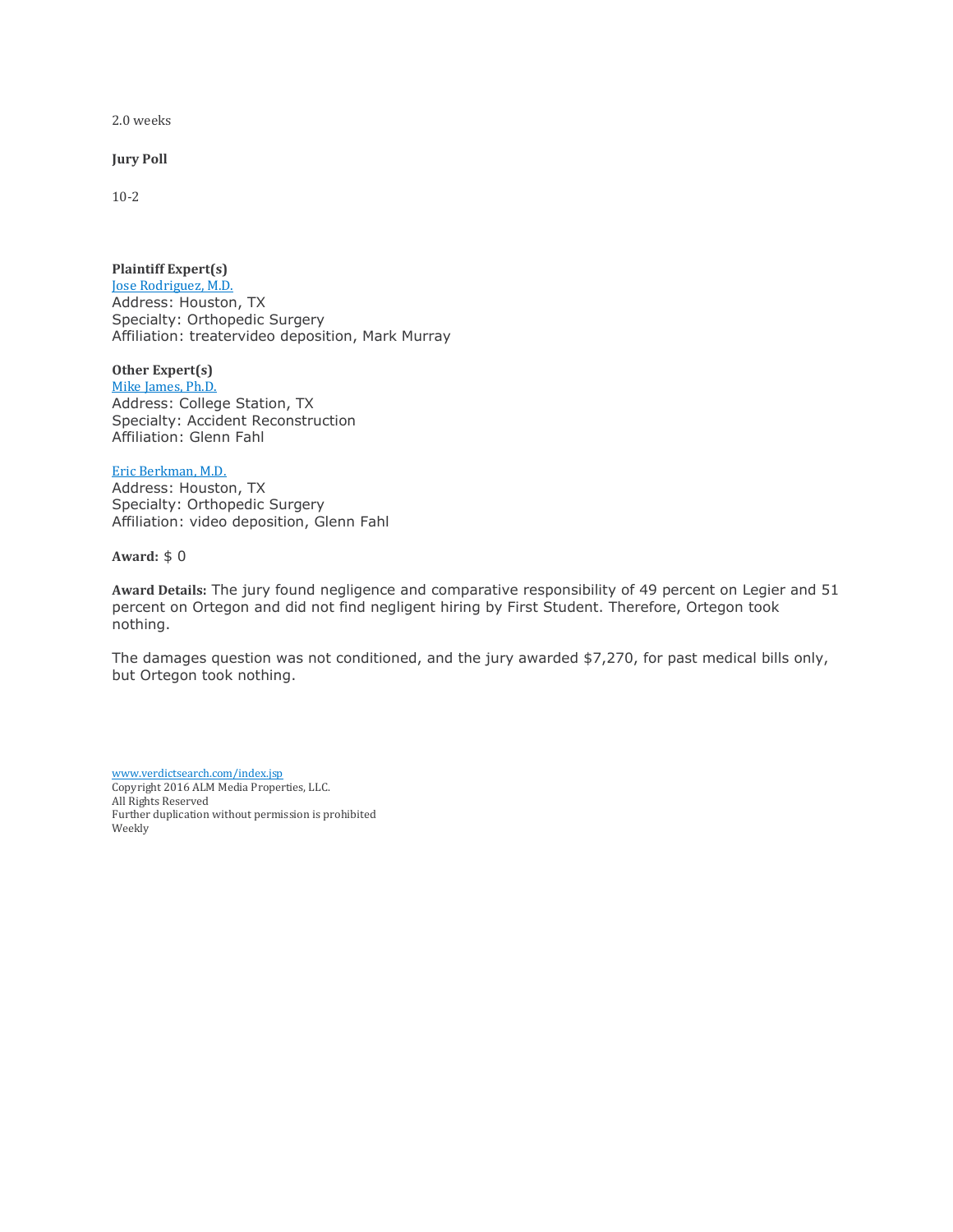2.0 weeks

**Jury Poll**

10-2

**Plaintiff Expert(s)**
Jose Rodriguez, M.D.
Address: Houston, TX
Specialty: Orthopedic Surgery
Affiliation: treatervideo deposition, Mark Murray

**Other Expert(s)**
Mike James, Ph.D.
Address: College Station, TX
Specialty: Accident Reconstruction
Affiliation: Glenn Fahl

Eric Berkman, M.D.
Address: Houston, TX
Specialty: Orthopedic Surgery
Affiliation: video deposition, Glenn Fahl

**Award:** $ 0

**Award Details:** The jury found negligence and comparative responsibility of 49 percent on Legier and 51 percent on Ortegon and did not find negligent hiring by First Student. Therefore, Ortegon took nothing.

The damages question was not conditioned, and the jury awarded $7,270, for past medical bills only, but Ortegon took nothing.

www.verdictsearch.com/index.jsp
Copyright 2016 ALM Media Properties, LLC.
All Rights Reserved
Further duplication without permission is prohibited
Weekly